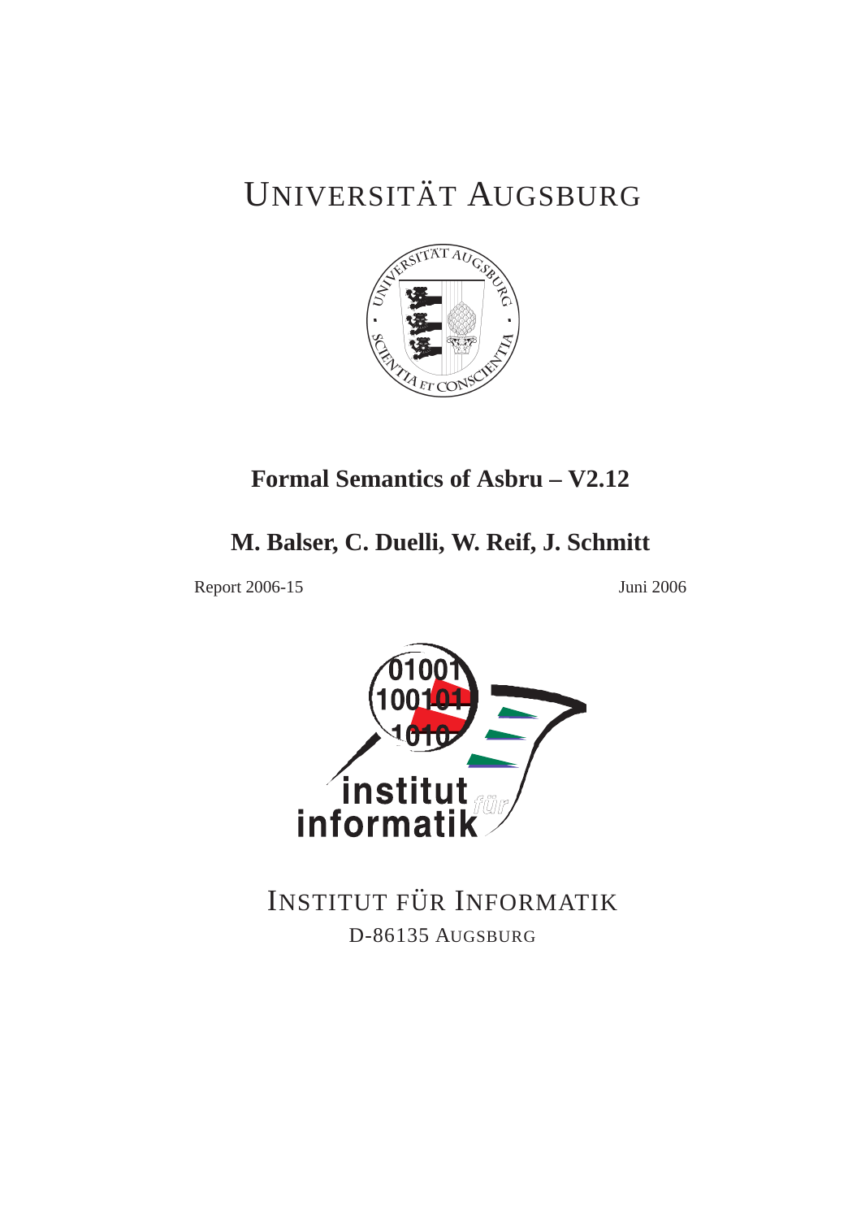UNIVERSITÄT AUGSBURG

# Formal Semantics of Asbru – V2.12

## M. Balser, C. Duelli, W. Reif, J. Schmitt

Report 2006-15

Juni 2006

INSTITUT FÜR INFORMATIK

D-86135 AUGSBURG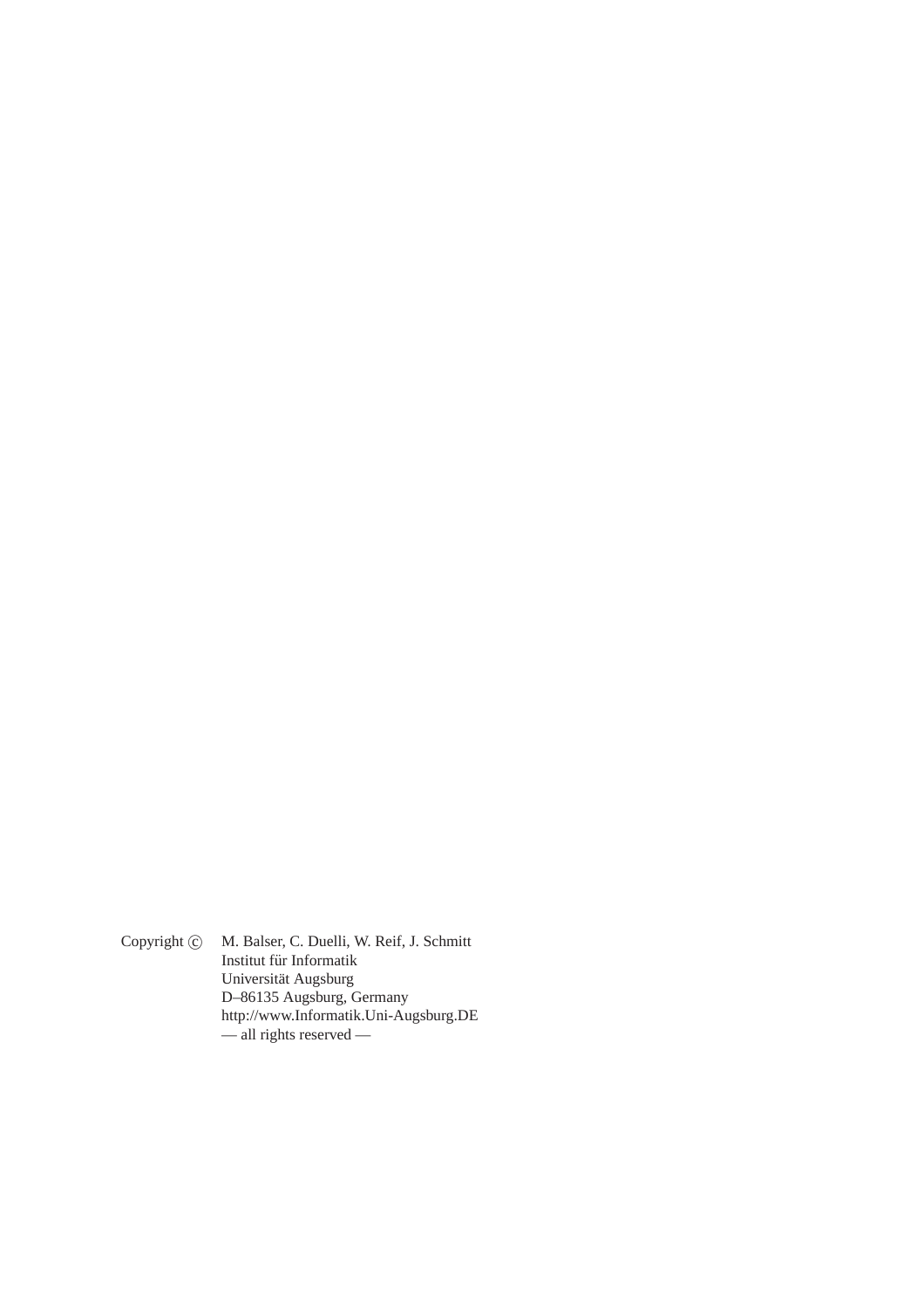Copyright © M. Balser, C. Duelli, W. Reif, J. Schmitt
Institut für Informatik
Universität Augsburg
D–86135 Augsburg, Germany
http://www.Informatik.Uni-Augsburg.DE
— all rights reserved —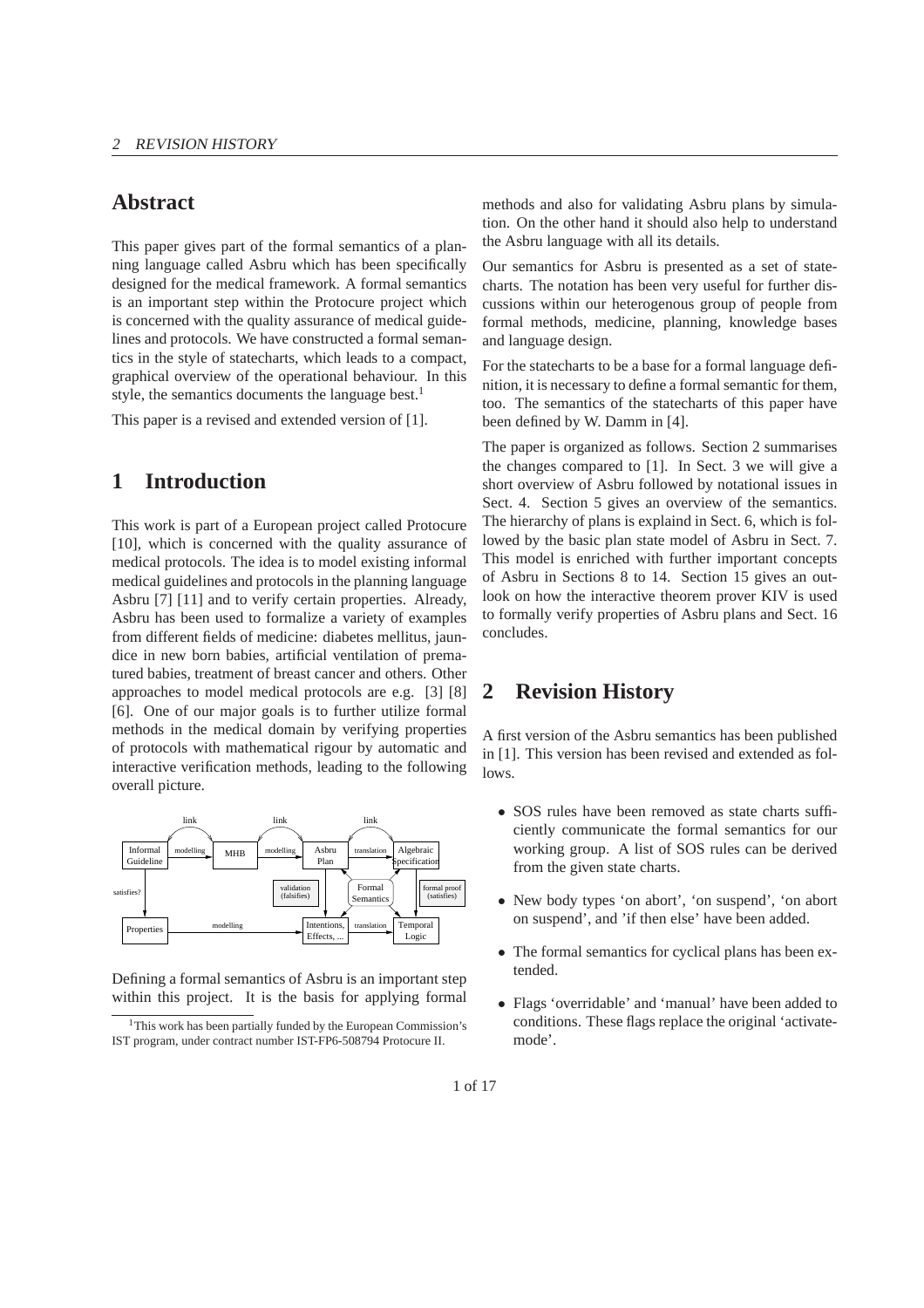## Abstract

This paper gives part of the formal semantics of a planning language called Asbru which has been specifically designed for the medical framework. A formal semantics is an important step within the Protocure project which is concerned with the quality assurance of medical guidelines and protocols. We have constructed a formal semantics in the style of statecharts, which leads to a compact, graphical overview of the operational behaviour. In this style, the semantics documents the language best.[1]

This paper is a revised and extended version of [1].

## 1 Introduction

This work is part of a European project called Protocure [10], which is concerned with the quality assurance of medical protocols. The idea is to model existing informal medical guidelines and protocols in the planning language Asbru [7] [11] and to verify certain properties. Already, Asbru has been used to formalize a variety of examples from different fields of medicine: diabetes mellitus, jaundice in new born babies, artificial ventilation of prematured babies, treatment of breast cancer and others. Other approaches to model medical protocols are e.g. [3] [8] [6]. One of our major goals is to further utilize formal methods in the medical domain by verifying properties of protocols with mathematical rigour by automatic and interactive verification methods, leading to the following overall picture.

Defining a formal semantics of Asbru is an important step within this project. It is the basis for applying formal methods and also for validating Asbru plans by simulation. On the other hand it should also help to understand the Asbru language with all its details.

Our semantics for Asbru is presented as a set of statecharts. The notation has been very useful for further discussions within our heterogenous group of people from formal methods, medicine, planning, knowledge bases and language design.

For the statecharts to be a base for a formal language definition, it is necessary to define a formal semantic for them, too. The semantics of the statecharts of this paper have been defined by W. Damm in [4].

The paper is organized as follows. Section 2 summarises the changes compared to [1]. In Sect. 3 we will give a short overview of Asbru followed by notational issues in Sect. 4. Section 5 gives an overview of the semantics. The hierarchy of plans is explaind in Sect. 6, which is followed by the basic plan state model of Asbru in Sect. 7. This model is enriched with further important concepts of Asbru in Sections 8 to 14. Section 15 gives an outlook on how the interactive theorem prover KIV is used to formally verify properties of Asbru plans and Sect. 16 concludes.

## 2 Revision History

A first version of the Asbru semantics has been published in [1]. This version has been revised and extended as follows.

- SOS rules have been removed as state charts sufficiently communicate the formal semantics for our working group. A list of SOS rules can be derived from the given state charts.
- New body types 'on abort', 'on suspend', 'on abort on suspend', and 'if then else' have been added.
- The formal semantics for cyclical plans has been extended.
- Flags 'overridable' and 'manual' have been added to conditions. These flags replace the original 'activate-mode'.

[1] This work has been partially funded by the European Commission's IST program, under contract number IST-FP6-508794 Protocure II.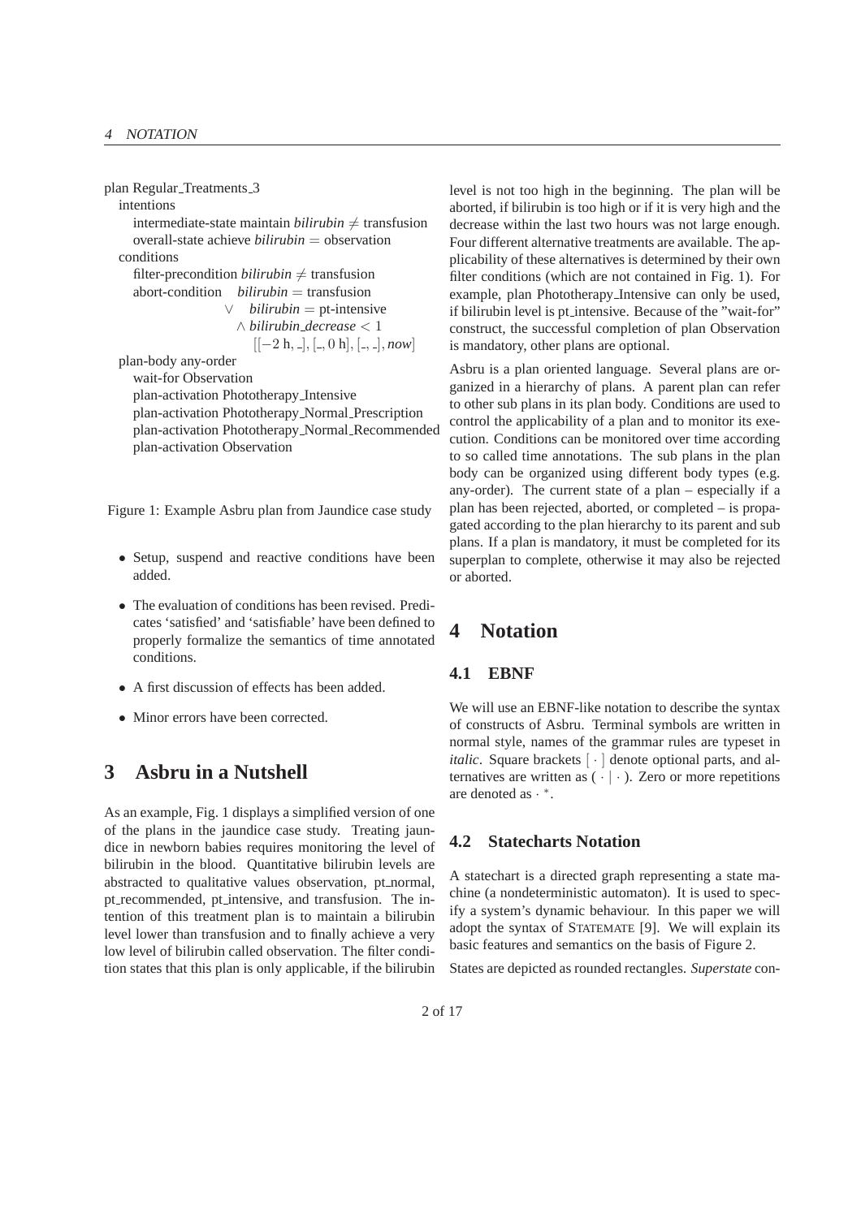```
plan Regular_Treatments_3
  intentions
    intermediate-state maintain bilirubin ≠ transfusion
    overall-state achieve bilirubin = observation
  conditions
    filter-precondition bilirubin ≠ transfusion
    abort-condition   bilirubin = transfusion
                    ∨  bilirubin = pt-intensive
                      ∧ bilirubin_decrease < 1
                        [[−2 h, _], [_, 0 h], [_, _], now]
  plan-body any-order
    wait-for Observation
    plan-activation Phototherapy_Intensive
    plan-activation Phototherapy_Normal_Prescription
    plan-activation Phototherapy_Normal_Recommended
    plan-activation Observation
```

Figure 1: Example Asbru plan from Jaundice case study

- Setup, suspend and reactive conditions have been added.
- The evaluation of conditions has been revised. Predicates 'satisfied' and 'satisfiable' have been defined to properly formalize the semantics of time annotated conditions.
- A first discussion of effects has been added.
- Minor errors have been corrected.

# 3 Asbru in a Nutshell

As an example, Fig. 1 displays a simplified version of one of the plans in the jaundice case study. Treating jaundice in newborn babies requires monitoring the level of bilirubin in the blood. Quantitative bilirubin levels are abstracted to qualitative values observation, pt_normal, pt_recommended, pt_intensive, and transfusion. The intention of this treatment plan is to maintain a bilirubin level lower than transfusion and to finally achieve a very low level of bilirubin called observation. The filter condition states that this plan is only applicable, if the bilirubin level is not too high in the beginning. The plan will be aborted, if bilirubin is too high or if it is very high and the decrease within the last two hours was not large enough. Four different alternative treatments are available. The applicability of these alternatives is determined by their own filter conditions (which are not contained in Fig. 1). For example, plan Phototherapy_Intensive can only be used, if bilirubin level is pt_intensive. Because of the "wait-for" construct, the successful completion of plan Observation is mandatory, other plans are optional.

Asbru is a plan oriented language. Several plans are organized in a hierarchy of plans. A parent plan can refer to other sub plans in its plan body. Conditions are used to control the applicability of a plan and to monitor its execution. Conditions can be monitored over time according to so called time annotations. The sub plans in the plan body can be organized using different body types (e.g. any-order). The current state of a plan – especially if a plan has been rejected, aborted, or completed – is propagated according to the plan hierarchy to its parent and sub plans. If a plan is mandatory, it must be completed for its superplan to complete, otherwise it may also be rejected or aborted.

# 4 Notation

## 4.1 EBNF

We will use an EBNF-like notation to describe the syntax of constructs of Asbru. Terminal symbols are written in normal style, names of the grammar rules are typeset in *italic*. Square brackets $[\cdot]$ denote optional parts, and alternatives are written as $(\cdot \mid \cdot)$. Zero or more repetitions are denoted as $\cdot^*$.

## 4.2 Statecharts Notation

A statechart is a directed graph representing a state machine (a nondeterministic automaton). It is used to specify a system's dynamic behaviour. In this paper we will adopt the syntax of STATEMATE [9]. We will explain its basic features and semantics on the basis of Figure 2.

States are depicted as rounded rectangles. *Superstate* con-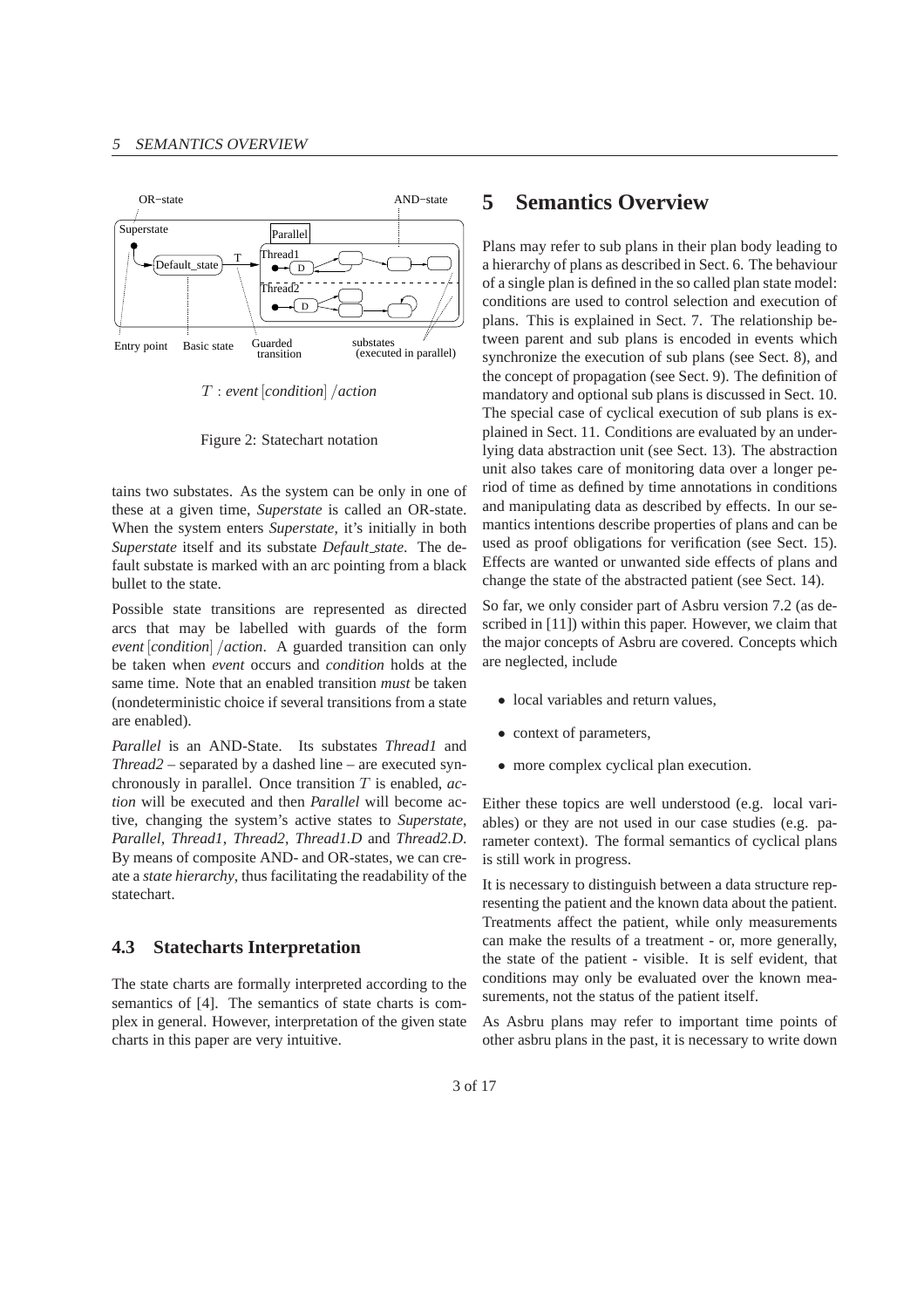$T$ : *event* [*condition*] /*action*

Figure 2: Statechart notation

tains two substates. As the system can be only in one of these at a given time, *Superstate* is called an OR-state. When the system enters *Superstate*, it's initially in both *Superstate* itself and its substate *Default_state*. The default substate is marked with an arc pointing from a black bullet to the state.

Possible state transitions are represented as directed arcs that may be labelled with guards of the form *event* [*condition*] /*action*. A guarded transition can only be taken when *event* occurs and *condition* holds at the same time. Note that an enabled transition *must* be taken (nondeterministic choice if several transitions from a state are enabled).

*Parallel* is an AND-State. Its substates *Thread1* and *Thread2* – separated by a dashed line – are executed synchronously in parallel. Once transition $T$ is enabled, *action* will be executed and then *Parallel* will become active, changing the system's active states to *Superstate*, *Parallel*, *Thread1*, *Thread2*, *Thread1.D* and *Thread2.D*. By means of composite AND- and OR-states, we can create a *state hierarchy*, thus facilitating the readability of the statechart.

### 4.3 Statecharts Interpretation

The state charts are formally interpreted according to the semantics of [4]. The semantics of state charts is complex in general. However, interpretation of the given state charts in this paper are very intuitive.

## 5 Semantics Overview

Plans may refer to sub plans in their plan body leading to a hierarchy of plans as described in Sect. 6. The behaviour of a single plan is defined in the so called plan state model: conditions are used to control selection and execution of plans. This is explained in Sect. 7. The relationship between parent and sub plans is encoded in events which synchronize the execution of sub plans (see Sect. 8), and the concept of propagation (see Sect. 9). The definition of mandatory and optional sub plans is discussed in Sect. 10. The special case of cyclical execution of sub plans is explained in Sect. 11. Conditions are evaluated by an underlying data abstraction unit (see Sect. 13). The abstraction unit also takes care of monitoring data over a longer period of time as defined by time annotations in conditions and manipulating data as described by effects. In our semantics intentions describe properties of plans and can be used as proof obligations for verification (see Sect. 15). Effects are wanted or unwanted side effects of plans and change the state of the abstracted patient (see Sect. 14).

So far, we only consider part of Asbru version 7.2 (as described in [11]) within this paper. However, we claim that the major concepts of Asbru are covered. Concepts which are neglected, include

- local variables and return values,
- context of parameters,
- more complex cyclical plan execution.

Either these topics are well understood (e.g. local variables) or they are not used in our case studies (e.g. parameter context). The formal semantics of cyclical plans is still work in progress.

It is necessary to distinguish between a data structure representing the patient and the known data about the patient. Treatments affect the patient, while only measurements can make the results of a treatment - or, more generally, the state of the patient - visible. It is self evident, that conditions may only be evaluated over the known measurements, not the status of the patient itself.

As Asbru plans may refer to important time points of other asbru plans in the past, it is necessary to write down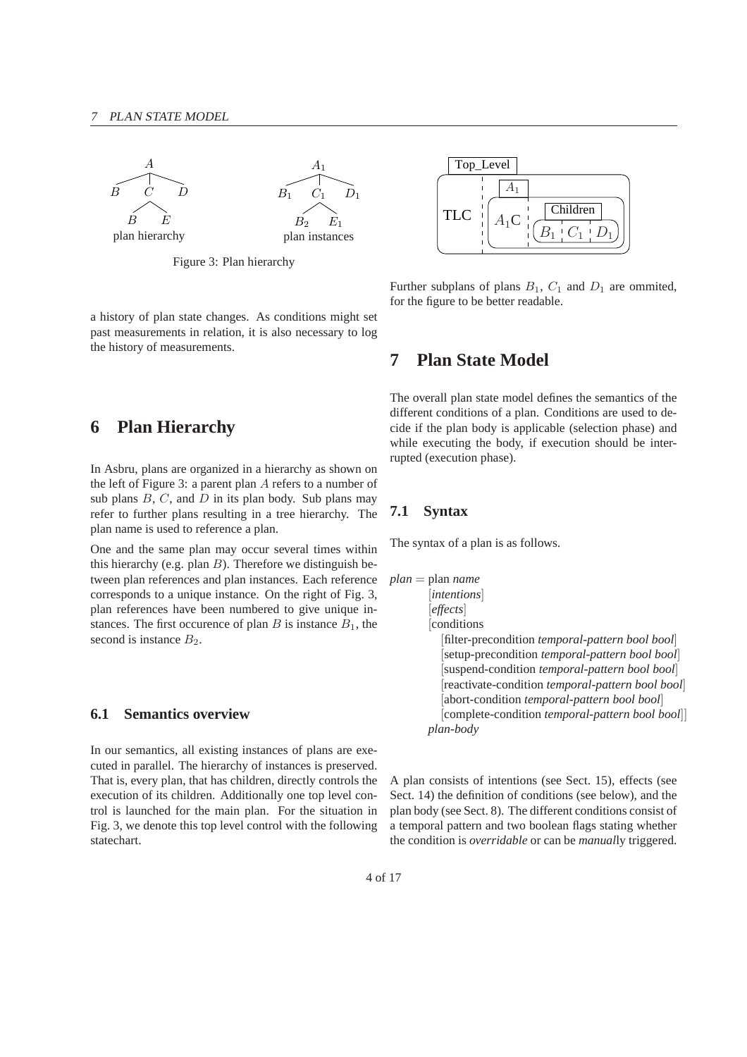Figure 3: Plan hierarchy

a history of plan state changes. As conditions might set past measurements in relation, it is also necessary to log the history of measurements.

# 6 Plan Hierarchy

In Asbru, plans are organized in a hierarchy as shown on the left of Figure 3: a parent plan $A$ refers to a number of sub plans $B$, $C$, and $D$ in its plan body. Sub plans may refer to further plans resulting in a tree hierarchy. The plan name is used to reference a plan.

One and the same plan may occur several times within this hierarchy (e.g. plan $B$). Therefore we distinguish between plan references and plan instances. Each reference corresponds to a unique instance. On the right of Fig. 3, plan references have been numbered to give unique instances. The first occurence of plan $B$ is instance $B_1$, the second is instance $B_2$.

## 6.1 Semantics overview

In our semantics, all existing instances of plans are executed in parallel. The hierarchy of instances is preserved. That is, every plan, that has children, directly controls the execution of its children. Additionally one top level control is launched for the main plan. For the situation in Fig. 3, we denote this top level control with the following statechart.

Further subplans of plans $B_1$, $C_1$ and $D_1$ are ommited, for the figure to be better readable.

# 7 Plan State Model

The overall plan state model defines the semantics of the different conditions of a plan. Conditions are used to decide if the plan body is applicable (selection phase) and while executing the body, if execution should be interrupted (execution phase).

## 7.1 Syntax

The syntax of a plan is as follows.

*plan* = plan *name*
[*intentions*]
[*effects*]
[conditions
[filter-precondition *temporal-pattern bool bool*]
[setup-precondition *temporal-pattern bool bool*]
[suspend-condition *temporal-pattern bool bool*]
[reactivate-condition *temporal-pattern bool bool*]
[abort-condition *temporal-pattern bool bool*]
[complete-condition *temporal-pattern bool bool*]]
*plan-body*

A plan consists of intentions (see Sect. 15), effects (see Sect. 14) the definition of conditions (see below), and the plan body (see Sect. 8). The different conditions consist of a temporal pattern and two boolean flags stating whether the condition is *overridable* or can be *manual*ly triggered.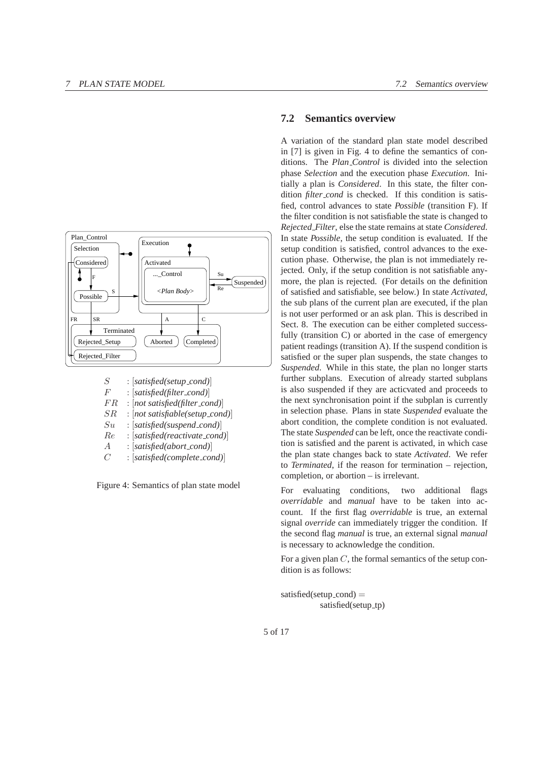The figure on the left is a diagram; no images detected, so I include the legend text and caption.

$S$ : [*satisfied(setup_cond)*]
$F$ : [*satisfied(filter_cond)*]
$FR$ : [*not satisfied(filter_cond)*]
$SR$ : [*not satisfiable(setup_cond)*]
$Su$ : [*satisfied(suspend_cond)*]
$Re$ : [*satisfied(reactivate_cond)*]
$A$ : [*satisfied(abort_cond)*]
$C$ : [*satisfied(complete_cond)*]

Figure 4: Semantics of plan state model

## 7.2 Semantics overview

A variation of the standard plan state model described in [7] is given in Fig. 4 to define the semantics of conditions. The *Plan_Control* is divided into the selection phase *Selection* and the execution phase *Execution*. Initially a plan is *Considered*. In this state, the filter condition *filter_cond* is checked. If this condition is satisfied, control advances to state *Possible* (transition F). If the filter condition is not satisfiable the state is changed to *Rejected_Filter*, else the state remains at state *Considered*. In state *Possible*, the setup condition is evaluated. If the setup condition is satisfied, control advances to the execution phase. Otherwise, the plan is not immediately rejected. Only, if the setup condition is not satisfiable anymore, the plan is rejected. (For details on the definition of satisfied and satisfiable, see below.) In state *Activated*, the sub plans of the current plan are executed, if the plan is not user performed or an ask plan. This is described in Sect. 8. The execution can be either completed successfully (transition C) or aborted in the case of emergency patient readings (transition A). If the suspend condition is satisfied or the super plan suspends, the state changes to *Suspended*. While in this state, the plan no longer starts further subplans. Execution of already started subplans is also suspended if they are acticvated and proceeds to the next synchronisation point if the subplan is currently in selection phase. Plans in state *Suspended* evaluate the abort condition, the complete condition is not evaluated. The state *Suspended* can be left, once the reactivate condition is satisfied and the parent is activated, in which case the plan state changes back to state *Activated*. We refer to *Terminated*, if the reason for termination – rejection, completion, or abortion – is irrelevant.

For evaluating conditions, two additional flags *overridable* and *manual* have to be taken into account. If the first flag *overridable* is true, an external signal *override* can immediately trigger the condition. If the second flag *manual* is true, an external signal *manual* is necessary to acknowledge the condition.

For a given plan $C$, the formal semantics of the setup condition is as follows:

satisfied(setup_cond) =
 satisfied(setup_tp)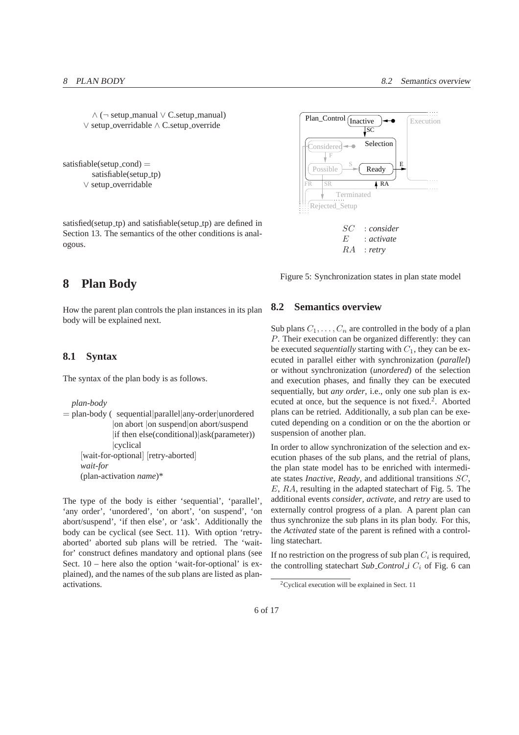∧ (¬ setup_manual ∨ C.setup_manual)
∨ setup_overridable ∧ C.setup_override

satisfiable(setup_cond) =
satisfiable(setup_tp)
∨ setup_overridable

satisfied(setup_tp) and satisfiable(setup_tp) are defined in Section 13. The semantics of the other conditions is analogous.

# 8 Plan Body

How the parent plan controls the plan instances in its plan body will be explained next.

## 8.1 Syntax

The syntax of the plan body is as follows.

*plan-body*
= plan-body ( sequential|parallel|any-order|unordered
|on abort |on suspend|on abort/suspend
|if then else(conditional)|ask(parameter))
|cyclical
[wait-for-optional] [retry-aborted]
*wait-for*
(plan-activation *name*)*

The type of the body is either 'sequential', 'parallel', 'any order', 'unordered', 'on abort', 'on suspend', 'on abort/suspend', 'if then else', or 'ask'. Additionally the body can be cyclical (see Sect. 11). With option 'retry-aborted' aborted sub plans will be retried. The 'wait-for' construct defines mandatory and optional plans (see Sect. 10 – here also the option 'wait-for-optional' is explained), and the names of the sub plans are listed as plan-activations.

$SC$ : *consider*
$E$ : *activate*
$RA$ : *retry*

Figure 5: Synchronization states in plan state model

## 8.2 Semantics overview

Sub plans $C_1, \ldots, C_n$ are controlled in the body of a plan $P$. Their execution can be organized differently: they can be executed *sequentially* starting with $C_1$, they can be executed in parallel either with synchronization (*parallel*) or without synchronization (*unordered*) of the selection and execution phases, and finally they can be executed sequentially, but *any order*, i.e., only one sub plan is executed at once, but the sequence is not fixed.[2]. Aborted plans can be retried. Additionally, a sub plan can be executed depending on a condition or on the the abortion or suspension of another plan.

In order to allow synchronization of the selection and execution phases of the sub plans, and the retrial of plans, the plan state model has to be enriched with intermediate states *Inactive*, *Ready*, and additional transitions $SC$, $E$, $RA$, resulting in the adapted statechart of Fig. 5. The additional events *consider*, *activate*, and *retry* are used to externally control progress of a plan. A parent plan can thus synchronize the sub plans in its plan body. For this, the *Activated* state of the parent is refined with a controlling statechart.

If no restriction on the progress of sub plan $C_i$ is required, the controlling statechart *Sub_Control_i* $C_i$ of Fig. 6 can

[2] Cyclical execution will be explained in Sect. 11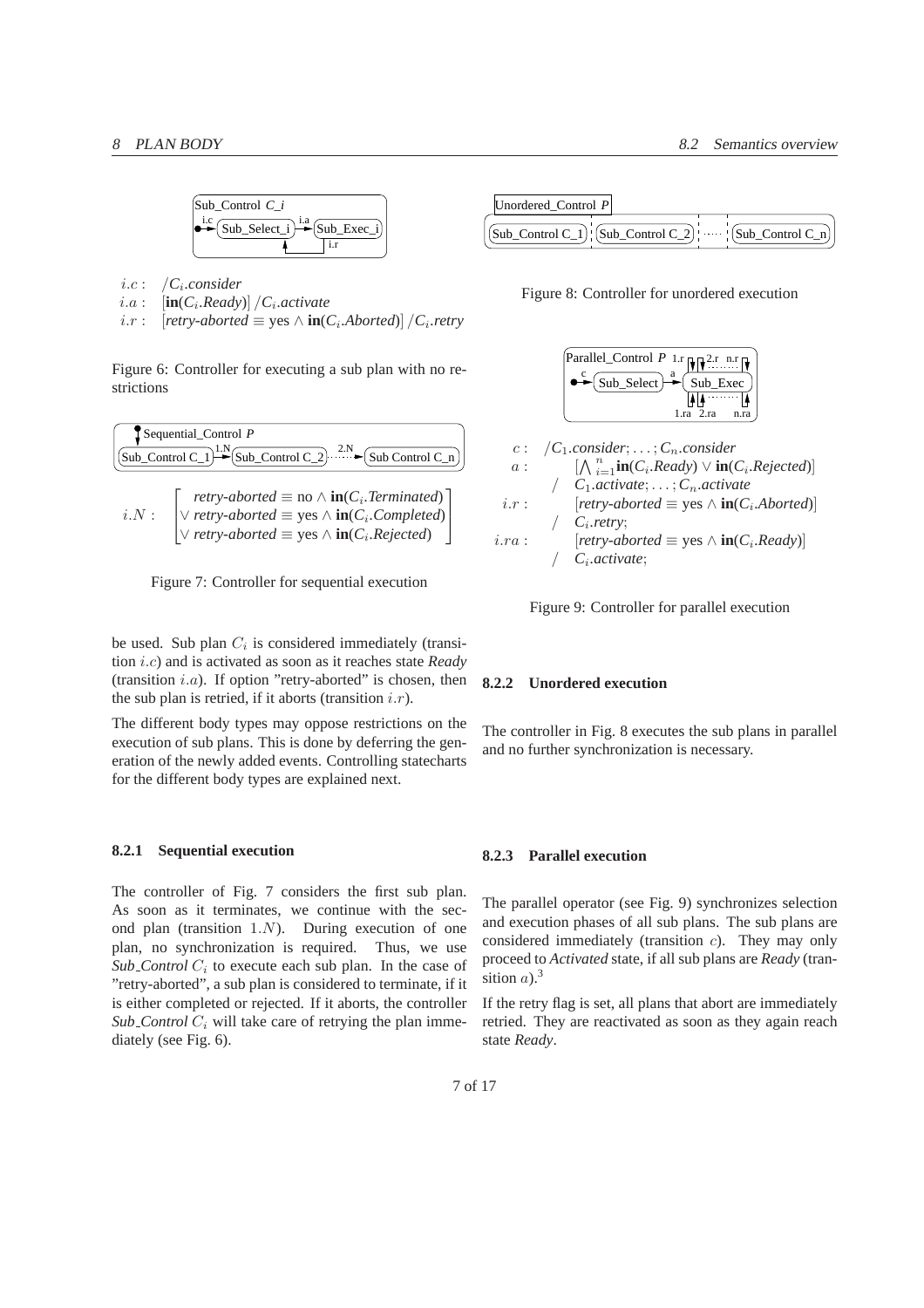Sub_Control $C\_i$

$i.c$ : $/C_i.\textit{consider}$

$i.a$ : $[\mathbf{in}(C_i.\textit{Ready})]\ /C_i.\textit{activate}$

$i.r$ : $[\textit{retry-aborted} \equiv \text{yes} \wedge \mathbf{in}(C_i.\textit{Aborted})]\ /C_i.\textit{retry}$

Figure 6: Controller for executing a sub plan with no restrictions

Sequential_Control $P$

$$i.N: \begin{bmatrix} \textit{retry-aborted} \equiv \text{no} \wedge \mathbf{in}(C_i.\textit{Terminated}) \\ \vee\ \textit{retry-aborted} \equiv \text{yes} \wedge \mathbf{in}(C_i.\textit{Completed}) \\ \vee\ \textit{retry-aborted} \equiv \text{yes} \wedge \mathbf{in}(C_i.\textit{Rejected}) \end{bmatrix}$$

Figure 7: Controller for sequential execution

be used. Sub plan $C_i$ is considered immediately (transition $i.c$) and is activated as soon as it reaches state *Ready* (transition $i.a$). If option "retry-aborted" is chosen, then the sub plan is retried, if it aborts (transition $i.r$).

The different body types may oppose restrictions on the execution of sub plans. This is done by deferring the generation of the newly added events. Controlling statecharts for the different body types are explained next.

### 8.2.1 Sequential execution

The controller of Fig. 7 considers the first sub plan. As soon as it terminates, we continue with the second plan (transition $1.N$). During execution of one plan, no synchronization is required. Thus, we use *Sub_Control* $C_i$ to execute each sub plan. In the case of "retry-aborted", a sub plan is considered to terminate, if it is either completed or rejected. If it aborts, the controller *Sub_Control* $C_i$ will take care of retrying the plan immediately (see Fig. 6).

Unordered_Control $P$

Figure 8: Controller for unordered execution

Parallel_Control $P$

$c$ : $/C_1.\textit{consider}; \ldots; C_n.\textit{consider}$

$a$ : $[\bigwedge_{i=1}^{n} \mathbf{in}(C_i.\textit{Ready}) \vee \mathbf{in}(C_i.\textit{Rejected})]\ /\ C_1.\textit{activate}; \ldots; C_n.\textit{activate}$

$i.r$ : $[\textit{retry-aborted} \equiv \text{yes} \wedge \mathbf{in}(C_i.\textit{Aborted})]\ /\ C_i.\textit{retry};$

$i.ra$ : $[\textit{retry-aborted} \equiv \text{yes} \wedge \mathbf{in}(C_i.\textit{Ready})]\ /\ C_i.\textit{activate};$

Figure 9: Controller for parallel execution

### 8.2.2 Unordered execution

The controller in Fig. 8 executes the sub plans in parallel and no further synchronization is necessary.

### 8.2.3 Parallel execution

The parallel operator (see Fig. 9) synchronizes selection and execution phases of all sub plans. The sub plans are considered immediately (transition $c$). They may only proceed to *Activated* state, if all sub plans are *Ready* (transition $a$).[3]

If the retry flag is set, all plans that abort are immediately retried. They are reactivated as soon as they again reach state *Ready*.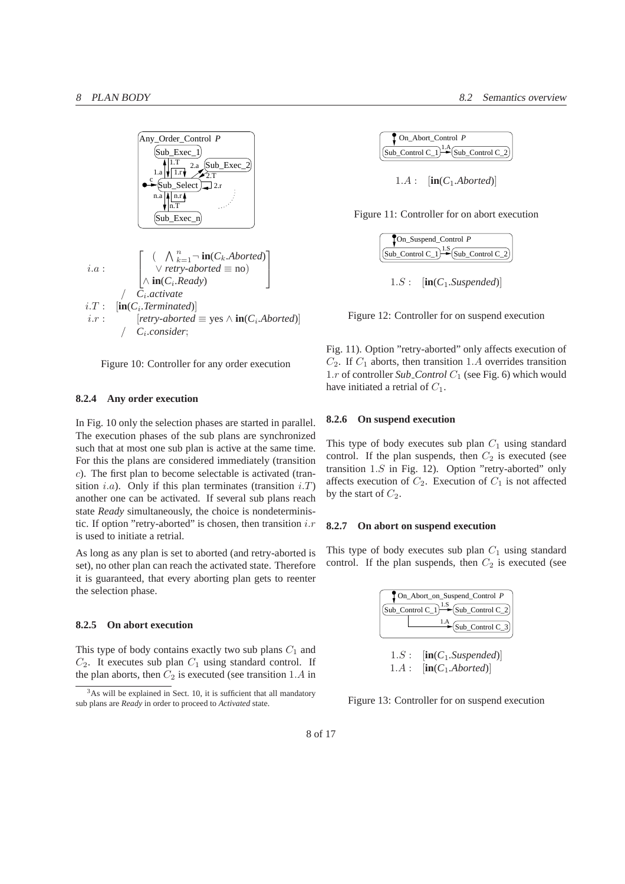Any_Order_Control $P$

$$
\begin{array}{ll}
i.a: & \left[\begin{array}{l}(\bigwedge_{k=1}^{n} \neg\, \mathbf{in}(C_k.\mathit{Aborted}) \\ \quad \vee\ \mathit{retry\text{-}aborted} \equiv \text{no}) \\ \wedge\ \mathbf{in}(C_i.\mathit{Ready})\end{array}\right] \\
 & /\quad C_i.\mathit{activate} \\
i.T: & [\mathbf{in}(C_i.\mathit{Terminated})] \\
i.r: & [\mathit{retry\text{-}aborted} \equiv \text{yes} \wedge \mathbf{in}(C_i.\mathit{Aborted})] \\
 & /\quad C_i.\mathit{consider};
\end{array}
$$

Figure 10: Controller for any order execution

### 8.2.4 Any order execution

In Fig. 10 only the selection phases are started in parallel. The execution phases of the sub plans are synchronized such that at most one sub plan is active at the same time. For this the plans are considered immediately (transition $c$). The first plan to become selectable is activated (transition $i.a$). Only if this plan terminates (transition $i.T$) another one can be activated. If several sub plans reach state *Ready* simultaneously, the choice is nondeterministic. If option "retry-aborted" is chosen, then transition $i.r$ is used to initiate a retrial.

As long as any plan is set to aborted (and retry-aborted is set), no other plan can reach the activated state. Therefore it is guaranteed, that every aborting plan gets to reenter the selection phase.

### 8.2.5 On abort execution

This type of body contains exactly two sub plans $C_1$ and $C_2$. It executes sub plan $C_1$ using standard control. If the plan aborts, then $C_2$ is executed (see transition $1.A$ in Fig. 11). Option "retry-aborted" only affects execution of $C_2$. If $C_1$ aborts, then transition $1.A$ overrides transition $1.r$ of controller *Sub_Control* $C_1$ (see Fig. 6) which would have initiated a retrial of $C_1$.

[3] As will be explained in Sect. 10, it is sufficient that all mandatory sub plans are *Ready* in order to proceed to *Activated* state.

On_Abort_Control $P$

$1.A: \quad [\mathbf{in}(C_1.\mathit{Aborted})]$

Figure 11: Controller for on abort execution

On_Suspend_Control $P$

$1.S: \quad [\mathbf{in}(C_1.\mathit{Suspended})]$

Figure 12: Controller for on suspend execution

### 8.2.6 On suspend execution

This type of body executes sub plan $C_1$ using standard control. If the plan suspends, then $C_2$ is executed (see transition $1.S$ in Fig. 12). Option "retry-aborted" only affects execution of $C_2$. Execution of $C_1$ is not affected by the start of $C_2$.

### 8.2.7 On abort on suspend execution

This type of body executes sub plan $C_1$ using standard control. If the plan suspends, then $C_2$ is executed (see

On_Abort_on_Suspend_Control $P$

$1.S: \quad [\mathbf{in}(C_1.\mathit{Suspended})]$
$1.A: \quad [\mathbf{in}(C_1.\mathit{Aborted})]$

Figure 13: Controller for on suspend execution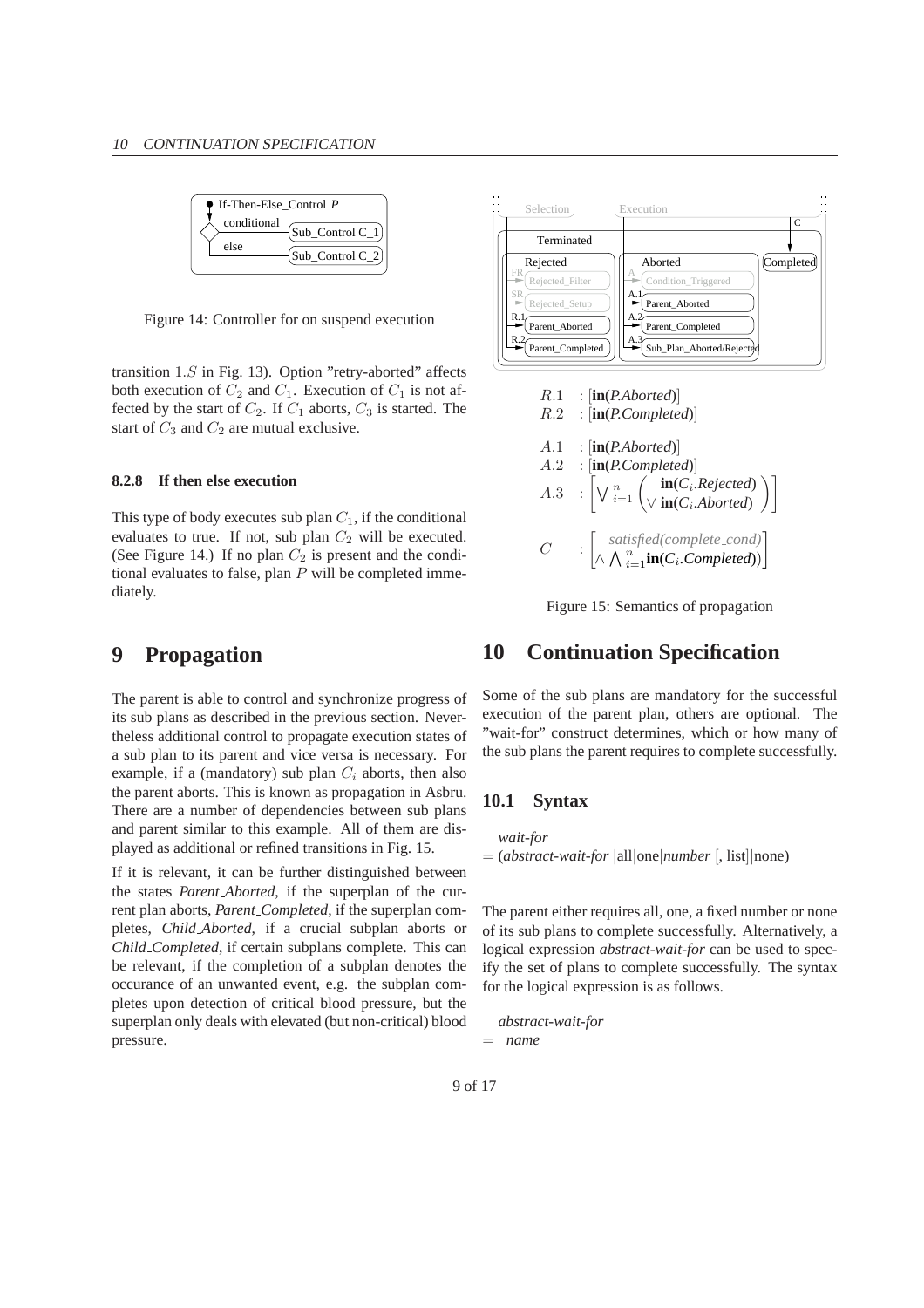Figure 14: Controller for on suspend execution

transition $1.S$ in Fig. 13). Option "retry-aborted" affects both execution of $C_2$ and $C_1$. Execution of $C_1$ is not affected by the start of $C_2$. If $C_1$ aborts, $C_3$ is started. The start of $C_3$ and $C_2$ are mutual exclusive.

#### 8.2.8 If then else execution

This type of body executes sub plan $C_1$, if the conditional evaluates to true. If not, sub plan $C_2$ will be executed. (See Figure 14.) If no plan $C_2$ is present and the conditional evaluates to false, plan $P$ will be completed immediately.

# 9 Propagation

The parent is able to control and synchronize progress of its sub plans as described in the previous section. Nevertheless additional control to propagate execution states of a sub plan to its parent and vice versa is necessary. For example, if a (mandatory) sub plan $C_i$ aborts, then also the parent aborts. This is known as propagation in Asbru. There are a number of dependencies between sub plans and parent similar to this example. All of them are displayed as additional or refined transitions in Fig. 15.

If it is relevant, it can be further distinguished between the states *Parent_Aborted*, if the superplan of the current plan aborts, *Parent_Completed*, if the superplan completes, *Child_Aborted*, if a crucial subplan aborts or *Child_Completed*, if certain subplans complete. This can be relevant, if the completion of a subplan denotes the occurance of an unwanted event, e.g. the subplan completes upon detection of critical blood pressure, but the superplan only deals with elevated (but non-critical) blood pressure.

$$
\begin{aligned}
R.1 &: [\mathbf{in}(P.Aborted)] \\
R.2 &: [\mathbf{in}(P.Completed)] \\
A.1 &: [\mathbf{in}(P.Aborted)] \\
A.2 &: [\mathbf{in}(P.Completed)] \\
A.3 &: \left[ \bigvee_{i=1}^{n} \begin{pmatrix} \mathbf{in}(C_i.Rejected) \\ \vee\ \mathbf{in}(C_i.Aborted) \end{pmatrix} \right] \\
C &: \begin{bmatrix} satisfied(complete\_cond) \\ \wedge \bigwedge_{i=1}^{n} \mathbf{in}(C_i.Completed) \end{bmatrix}
\end{aligned}
$$

Figure 15: Semantics of propagation

# 10 Continuation Specification

Some of the sub plans are mandatory for the successful execution of the parent plan, others are optional. The "wait-for" construct determines, which or how many of the sub plans the parent requires to complete successfully.

## 10.1 Syntax

*wait-for*
= (*abstract-wait-for* |all|one|*number* [, list]|none)

The parent either requires all, one, a fixed number or none of its sub plans to complete successfully. Alternatively, a logical expression *abstract-wait-for* can be used to specify the set of plans to complete successfully. The syntax for the logical expression is as follows.

*abstract-wait-for*
= *name*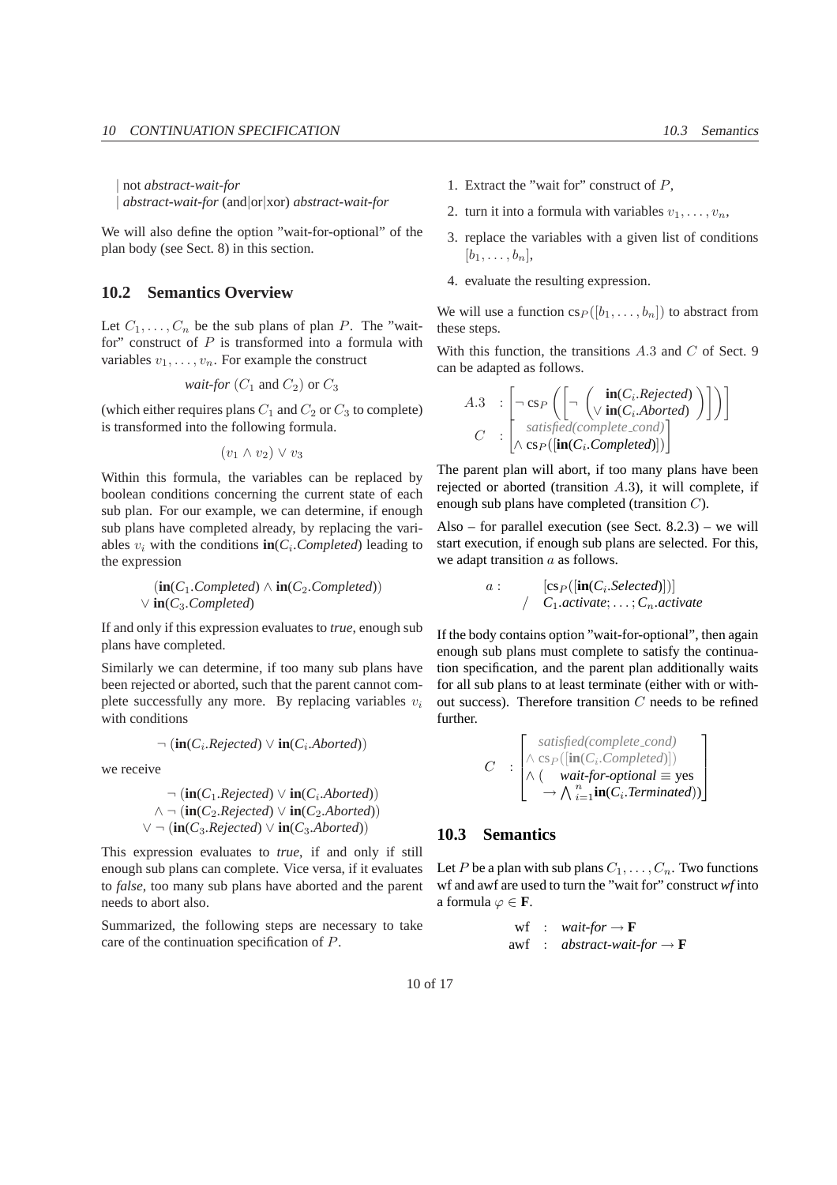| not *abstract-wait-for*
| *abstract-wait-for* (and|or|xor) *abstract-wait-for*

We will also define the option "wait-for-optional" of the plan body (see Sect. 8) in this section.

## 10.2 Semantics Overview

Let $C_1, \ldots, C_n$ be the sub plans of plan $P$. The "wait-for" construct of $P$ is transformed into a formula with variables $v_1, \ldots, v_n$. For example the construct

$$\textit{wait-for } (C_1 \text{ and } C_2) \text{ or } C_3$$

(which either requires plans $C_1$ and $C_2$ or $C_3$ to complete) is transformed into the following formula.

$$(v_1 \wedge v_2) \vee v_3$$

Within this formula, the variables can be replaced by boolean conditions concerning the current state of each sub plan. For our example, we can determine, if enough sub plans have completed already, by replacing the variables $v_i$ with the conditions $\mathbf{in}(C_i.\textit{Completed})$ leading to the expression

$$\begin{array}{l}(\mathbf{in}(C_1.\textit{Completed}) \wedge \mathbf{in}(C_2.\textit{Completed})) \\ \vee\, \mathbf{in}(C_3.\textit{Completed})\end{array}$$

If and only if this expression evaluates to *true*, enough sub plans have completed.

Similarly we can determine, if too many sub plans have been rejected or aborted, such that the parent cannot complete successfully any more. By replacing variables $v_i$ with conditions

$$\neg\, (\mathbf{in}(C_i.\textit{Rejected}) \vee \mathbf{in}(C_i.\textit{Aborted}))$$

we receive

$$\begin{array}{r}\neg\, (\mathbf{in}(C_1.\textit{Rejected}) \vee \mathbf{in}(C_1.\textit{Aborted})) \\ \wedge \neg\, (\mathbf{in}(C_2.\textit{Rejected}) \vee \mathbf{in}(C_2.\textit{Aborted})) \\ \vee \neg\, (\mathbf{in}(C_3.\textit{Rejected}) \vee \mathbf{in}(C_3.\textit{Aborted}))\end{array}$$

This expression evaluates to *true*, if and only if still enough sub plans can complete. Vice versa, if it evaluates to *false*, too many sub plans have aborted and the parent needs to abort also.

Summarized, the following steps are necessary to take care of the continuation specification of $P$.

1. Extract the "wait for" construct of $P$,
2. turn it into a formula with variables $v_1, \ldots, v_n$,
3. replace the variables with a given list of conditions $[b_1, \ldots, b_n]$,
4. evaluate the resulting expression.

We will use a function $\mathrm{cs}_P([b_1, \ldots, b_n])$ to abstract from these steps.

With this function, the transitions $A.3$ and $C$ of Sect. 9 can be adapted as follows.

$$\begin{array}{ll} A.3 & : \left[\neg\, \mathrm{cs}_P\left(\left[\neg \left(\begin{array}{l}\mathbf{in}(C_i.\textit{Rejected}) \\ \vee\, \mathbf{in}(C_i.\textit{Aborted})\end{array}\right)\right]\right)\right] \\ C & : \left[\begin{array}{l}\textit{satisfied(complete\_cond)} \\ \wedge\, \mathrm{cs}_P([\mathbf{in}(C_i.\textit{Completed})])\end{array}\right]\end{array}$$

The parent plan will abort, if too many plans have been rejected or aborted (transition $A.3$), it will complete, if enough sub plans have completed (transition $C$).

Also – for parallel execution (see Sect. 8.2.3) – we will start execution, if enough sub plans are selected. For this, we adapt transition $a$ as follows.

$$\begin{array}{ll} a: & [\mathrm{cs}_P([\mathbf{in}(C_i.\textit{Selected})])] \\ & /\quad C_1.\textit{activate}; \ldots; C_n.\textit{activate}\end{array}$$

If the body contains option "wait-for-optional", then again enough sub plans must complete to satisfy the continuation specification, and the parent plan additionally waits for all sub plans to at least terminate (either with or without success). Therefore transition $C$ needs to be refined further.

$$C \quad : \left[\begin{array}{l}\textit{satisfied(complete\_cond)} \\ \wedge\, \mathrm{cs}_P([\mathbf{in}(C_i.\textit{Completed})]) \\ \wedge\, (\quad \textit{wait-for-optional} \equiv \text{yes} \\ \quad\;\; \rightarrow \bigwedge_{i=1}^{n} \mathbf{in}(C_i.\textit{Terminated}))\end{array}\right]$$

## 10.3 Semantics

Let $P$ be a plan with sub plans $C_1, \ldots, C_n$. Two functions wf and awf are used to turn the "wait for" construct *wf* into a formula $\varphi \in \mathbf{F}$.

$$\begin{array}{lll}\mathrm{wf} & : & \textit{wait-for} \rightarrow \mathbf{F} \\ \mathrm{awf} & : & \textit{abstract-wait-for} \rightarrow \mathbf{F}\end{array}$$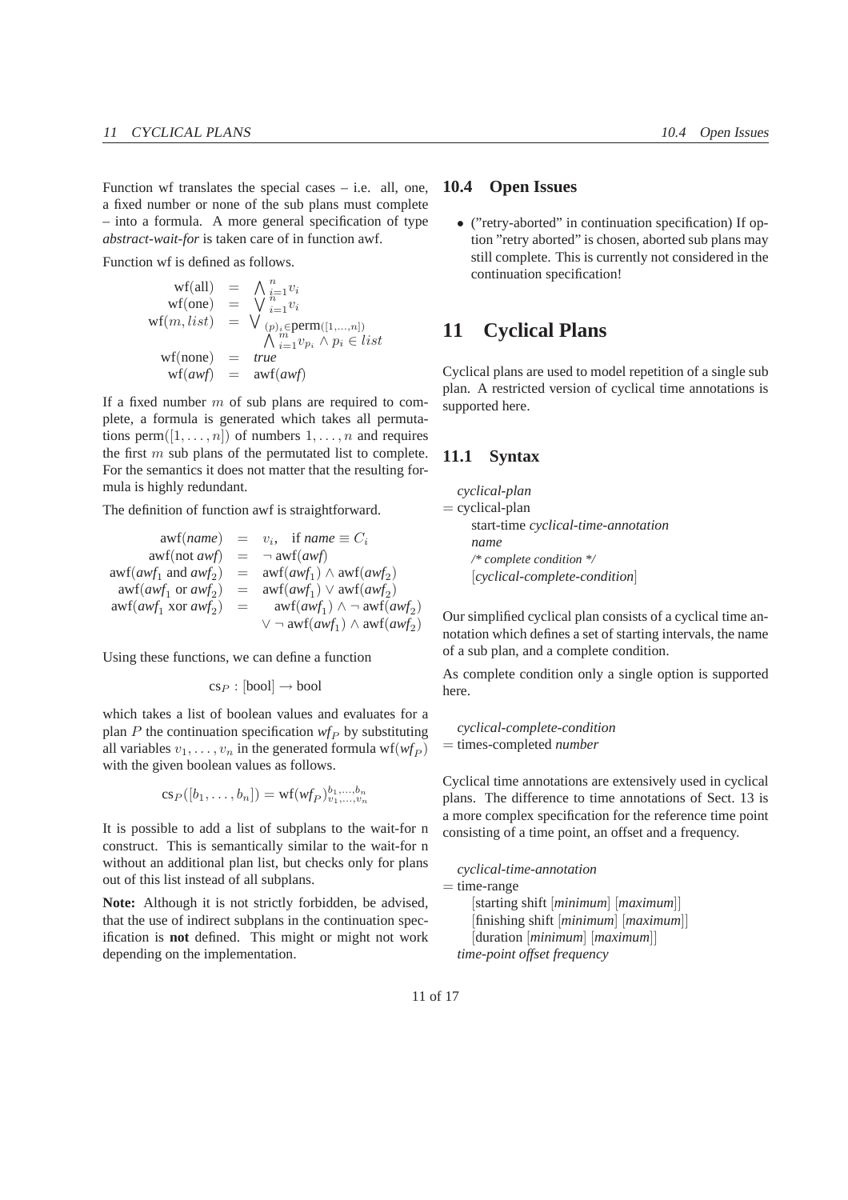Function wf translates the special cases – i.e. all, one, a fixed number or none of the sub plans must complete – into a formula. A more general specification of type *abstract-wait-for* is taken care of in function awf.

Function wf is defined as follows.

$$
\begin{aligned}
\text{wf}(\text{all}) &= \bigwedge_{i=1}^{n} v_i \\
\text{wf}(\text{one}) &= \bigvee_{i=1}^{n} v_i \\
\text{wf}(m, list) &= \bigvee_{(p)_i \in \text{perm}([1,\ldots,n])} \bigwedge_{i=1}^{m} v_{p_i} \wedge p_i \in list \\
\text{wf}(\text{none}) &= \textit{true} \\
\text{wf}(\textit{awf}) &= \text{awf}(\textit{awf})
\end{aligned}
$$

If a fixed number $m$ of sub plans are required to complete, a formula is generated which takes all permutations $\text{perm}([1,\ldots,n])$ of numbers $1,\ldots,n$ and requires the first $m$ sub plans of the permutated list to complete. For the semantics it does not matter that the resulting formula is highly redundant.

The definition of function awf is straightforward.

$$
\begin{aligned}
\text{awf}(\textit{name}) &= v_i, \quad \text{if } \textit{name} \equiv C_i \\
\text{awf}(\text{not } \textit{awf}) &= \neg\, \text{awf}(\textit{awf}) \\
\text{awf}(\textit{awf}_1 \text{ and } \textit{awf}_2) &= \text{awf}(\textit{awf}_1) \wedge \text{awf}(\textit{awf}_2) \\
\text{awf}(\textit{awf}_1 \text{ or } \textit{awf}_2) &= \text{awf}(\textit{awf}_1) \vee \text{awf}(\textit{awf}_2) \\
\text{awf}(\textit{awf}_1 \text{ xor } \textit{awf}_2) &= \text{awf}(\textit{awf}_1) \wedge \neg\, \text{awf}(\textit{awf}_2) \\
&\quad \vee \neg\, \text{awf}(\textit{awf}_1) \wedge \text{awf}(\textit{awf}_2)
\end{aligned}
$$

Using these functions, we can define a function

$$\text{cs}_P : [\text{bool}] \rightarrow \text{bool}$$

which takes a list of boolean values and evaluates for a plan $P$ the continuation specification $\textit{wf}_P$ by substituting all variables $v_1,\ldots,v_n$ in the generated formula $\text{wf}(\textit{wf}_P)$ with the given boolean values as follows.

$$\text{cs}_P([b_1,\ldots,b_n]) = \text{wf}(\textit{wf}_P)^{b_1,\ldots,b_n}_{v_1,\ldots,v_n}$$

It is possible to add a list of subplans to the wait-for n construct. This is semantically similar to the wait-for n without an additional plan list, but checks only for plans out of this list instead of all subplans.

**Note:** Although it is not strictly forbidden, be advised, that the use of indirect subplans in the continuation specification is **not** defined. This might or might not work depending on the implementation.

## 10.4 Open Issues

- ("retry-aborted" in continuation specification) If option "retry aborted" is chosen, aborted sub plans may still complete. This is currently not considered in the continuation specification!

# 11 Cyclical Plans

Cyclical plans are used to model repetition of a single sub plan. A restricted version of cyclical time annotations is supported here.

## 11.1 Syntax

*cyclical-plan*
= cyclical-plan
  start-time *cyclical-time-annotation*
  *name*
  */\* complete condition \*/*
  [*cyclical-complete-condition*]

Our simplified cyclical plan consists of a cyclical time annotation which defines a set of starting intervals, the name of a sub plan, and a complete condition.

As complete condition only a single option is supported here.

*cyclical-complete-condition*
= times-completed *number*

Cyclical time annotations are extensively used in cyclical plans. The difference to time annotations of Sect. 13 is a more complex specification for the reference time point consisting of a time point, an offset and a frequency.

*cyclical-time-annotation*
= time-range
  [starting shift [*minimum*] [*maximum*]]
  [finishing shift [*minimum*] [*maximum*]]
  [duration [*minimum*] [*maximum*]]
  *time-point offset frequency*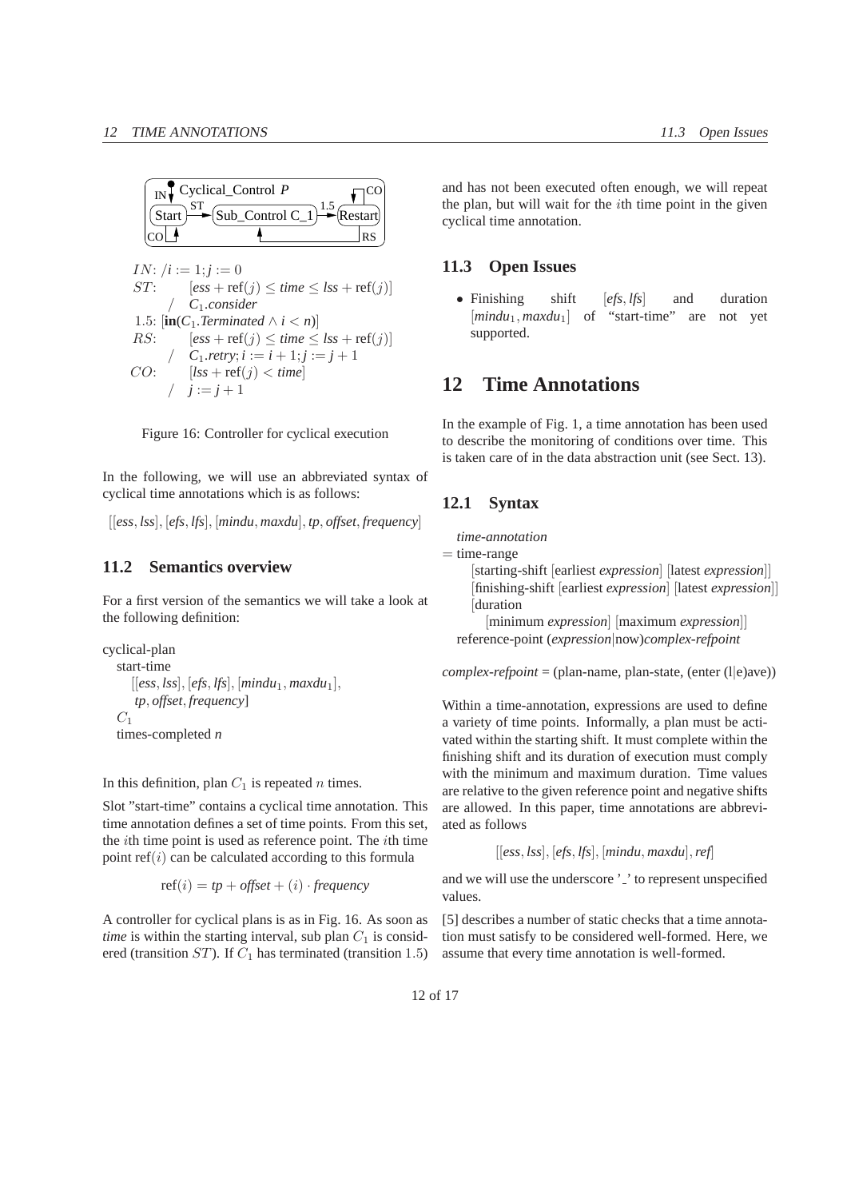$IN$: $/ i := 1; j := 0$

$ST$: $[ess + \mathrm{ref}(j) \leq time \leq lss + \mathrm{ref}(j)]$ $/ \; C_1.consider$

1.5: $[\mathbf{in}(C_1.Terminated \wedge i < n)]$

$RS$: $[ess + \mathrm{ref}(j) \leq time \leq lss + \mathrm{ref}(j)]$ $/ \; C_1.retry; i := i + 1; j := j + 1$

$CO$: $[lss + \mathrm{ref}(j) < time]$ $/ \; j := j + 1$

Figure 16: Controller for cyclical execution

In the following, we will use an abbreviated syntax of cyclical time annotations which is as follows:

$[[ess, lss], [efs, lfs], [mindu, maxdu], tp, offset, frequency]$

## 11.2 Semantics overview

For a first version of the semantics we will take a look at the following definition:

cyclical-plan
  start-time
    $[[ess, lss], [efs, lfs], [mindu_1, maxdu_1],$
    $tp, offset, frequency]$
  $C_1$
  times-completed $n$

In this definition, plan $C_1$ is repeated $n$ times.

Slot "start-time" contains a cyclical time annotation. This time annotation defines a set of time points. From this set, the $i$th time point is used as reference point. The $i$th time point $\mathrm{ref}(i)$ can be calculated according to this formula

$$\mathrm{ref}(i) = tp + offset + (i) \cdot frequency$$

A controller for cyclical plans is as in Fig. 16. As soon as *time* is within the starting interval, sub plan $C_1$ is considered (transition $ST$). If $C_1$ has terminated (transition $1.5$) and has not been executed often enough, we will repeat the plan, but will wait for the $i$th time point in the given cyclical time annotation.

## 11.3 Open Issues

- Finishing shift $[efs, lfs]$ and duration $[mindu_1, maxdu_1]$ of "start-time" are not yet supported.

# 12 Time Annotations

In the example of Fig. 1, a time annotation has been used to describe the monitoring of conditions over time. This is taken care of in the data abstraction unit (see Sect. 13).

## 12.1 Syntax

*time-annotation*
= time-range
  [starting-shift [earliest *expression*] [latest *expression*]]
  [finishing-shift [earliest *expression*] [latest *expression*]]
  [duration
    [minimum *expression*] [maximum *expression*]]
  reference-point (*expression*|now)*complex-refpoint*

*complex-refpoint* = (plan-name, plan-state, (enter (l|e)ave))

Within a time-annotation, expressions are used to define a variety of time points. Informally, a plan must be activated within the starting shift. It must complete within the finishing shift and its duration of execution must comply with the minimum and maximum duration. Time values are relative to the given reference point and negative shifts are allowed. In this paper, time annotations are abbreviated as follows

$$[[ess, lss], [efs, lfs], [mindu, maxdu], ref]$$

and we will use the underscore '_' to represent unspecified values.

[5] describes a number of static checks that a time annotation must satisfy to be considered well-formed. Here, we assume that every time annotation is well-formed.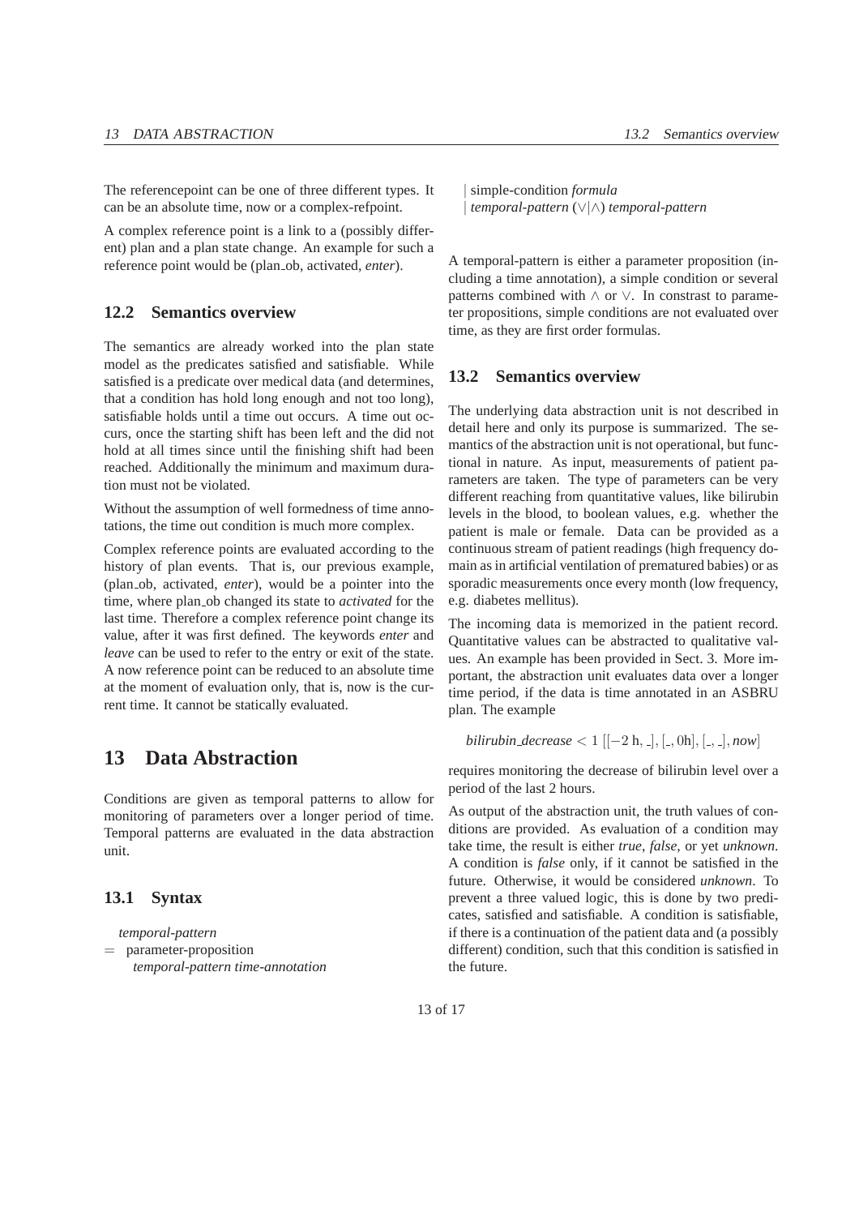The referencepoint can be one of three different types. It can be an absolute time, now or a complex-refpoint.

A complex reference point is a link to a (possibly different) plan and a plan state change. An example for such a reference point would be (plan_ob, activated, *enter*).

## 12.2 Semantics overview

The semantics are already worked into the plan state model as the predicates satisfied and satisfiable. While satisfied is a predicate over medical data (and determines, that a condition has hold long enough and not too long), satisfiable holds until a time out occurs. A time out occurs, once the starting shift has been left and the did not hold at all times since until the finishing shift had been reached. Additionally the minimum and maximum duration must not be violated.

Without the assumption of well formedness of time annotations, the time out condition is much more complex.

Complex reference points are evaluated according to the history of plan events. That is, our previous example, (plan_ob, activated, *enter*), would be a pointer into the time, where plan_ob changed its state to *activated* for the last time. Therefore a complex reference point change its value, after it was first defined. The keywords *enter* and *leave* can be used to refer to the entry or exit of the state. A now reference point can be reduced to an absolute time at the moment of evaluation only, that is, now is the current time. It cannot be statically evaluated.

# 13 Data Abstraction

Conditions are given as temporal patterns to allow for monitoring of parameters over a longer period of time. Temporal patterns are evaluated in the data abstraction unit.

## 13.1 Syntax

*temporal-pattern*
= parameter-proposition
  *temporal-pattern time-annotation*
| simple-condition *formula*
| *temporal-pattern* ($\vee|\wedge$) *temporal-pattern*

A temporal-pattern is either a parameter proposition (including a time annotation), a simple condition or several patterns combined with $\wedge$ or $\vee$. In constrast to parameter propositions, simple conditions are not evaluated over time, as they are first order formulas.

## 13.2 Semantics overview

The underlying data abstraction unit is not described in detail here and only its purpose is summarized. The semantics of the abstraction unit is not operational, but functional in nature. As input, measurements of patient parameters are taken. The type of parameters can be very different reaching from quantitative values, like bilirubin levels in the blood, to boolean values, e.g. whether the patient is male or female. Data can be provided as a continuous stream of patient readings (high frequency domain as in artificial ventilation of prematured babies) or as sporadic measurements once every month (low frequency, e.g. diabetes mellitus).

The incoming data is memorized in the patient record. Quantitative values can be abstracted to qualitative values. An example has been provided in Sect. 3. More important, the abstraction unit evaluates data over a longer time period, if the data is time annotated in an ASBRU plan. The example

$$\textit{bilirubin\_decrease} < 1\ [[-2\,\text{h}, \_], [\_, 0\text{h}], [\_, \_], \textit{now}]$$

requires monitoring the decrease of bilirubin level over a period of the last 2 hours.

As output of the abstraction unit, the truth values of conditions are provided. As evaluation of a condition may take time, the result is either *true*, *false*, or yet *unknown*. A condition is *false* only, if it cannot be satisfied in the future. Otherwise, it would be considered *unknown*. To prevent a three valued logic, this is done by two predicates, satisfied and satisfiable. A condition is satisfiable, if there is a continuation of the patient data and (a possibly different) condition, such that this condition is satisfied in the future.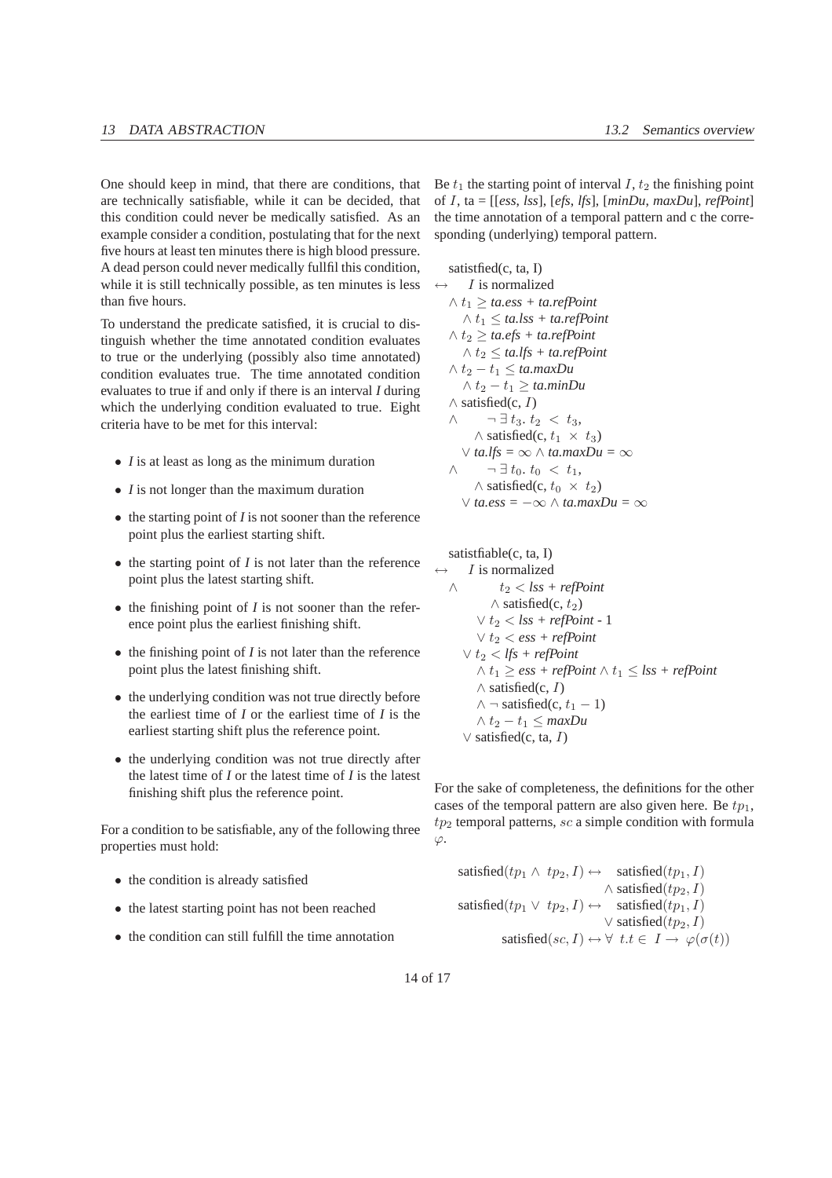One should keep in mind, that there are conditions, that are technically satisfiable, while it can be decided, that this condition could never be medically satisfied. As an example consider a condition, postulating that for the next five hours at least ten minutes there is high blood pressure. A dead person could never medically fullfil this condition, while it is still technically possible, as ten minutes is less than five hours.

To understand the predicate satisfied, it is crucial to distinguish whether the time annotated condition evaluates to true or the underlying (possibly also time annotated) condition evaluates true. The time annotated condition evaluates to true if and only if there is an interval *I* during which the underlying condition evaluated to true. Eight criteria have to be met for this interval:

- *I* is at least as long as the minimum duration
- *I* is not longer than the maximum duration
- the starting point of *I* is not sooner than the reference point plus the earliest starting shift.
- the starting point of *I* is not later than the reference point plus the latest starting shift.
- the finishing point of *I* is not sooner than the reference point plus the earliest finishing shift.
- the finishing point of *I* is not later than the reference point plus the latest finishing shift.
- the underlying condition was not true directly before the earliest time of *I* or the earliest time of *I* is the earliest starting shift plus the reference point.
- the underlying condition was not true directly after the latest time of *I* or the latest time of *I* is the latest finishing shift plus the reference point.

For a condition to be satisfiable, any of the following three properties must hold:

- the condition is already satisfied
- the latest starting point has not been reached
- the condition can still fulfill the time annotation

Be $t_1$ the starting point of interval $I$, $t_2$ the finishing point of $I$, ta = [[*ess*, *lss*], [*efs*, *lfs*], [*minDu*, *maxDu*], *refPoint*] the time annotation of a temporal pattern and c the corresponding (underlying) temporal pattern.

$$
\begin{aligned}
&\text{satistfied(c, ta, I)}\\
\leftrightarrow\quad & I \text{ is normalized}\\
&\wedge\, t_1 \geq \textit{ta.ess} + \textit{ta.refPoint}\\
&\quad \wedge\, t_1 \leq \textit{ta.lss} + \textit{ta.refPoint}\\
&\wedge\, t_2 \geq \textit{ta.efs} + \textit{ta.refPoint}\\
&\quad \wedge\, t_2 \leq \textit{ta.lfs} + \textit{ta.refPoint}\\
&\wedge\, t_2 - t_1 \leq \textit{ta.maxDu}\\
&\quad \wedge\, t_2 - t_1 \geq \textit{ta.minDu}\\
&\wedge\, \text{satisfied(c, } I)\\
\wedge\quad & \quad \neg\, \exists\, t_3.\ t_2 < t_3,\\
&\quad\quad \wedge\, \text{satisfied(c, } t_1 \times t_3)\\
&\quad \vee\, \textit{ta.lfs} = \infty \wedge \textit{ta.maxDu} = \infty\\
\wedge\quad & \quad \neg\, \exists\, t_0.\ t_0 < t_1,\\
&\quad\quad \wedge\, \text{satisfied(c, } t_0 \times t_2)\\
&\quad \vee\, \textit{ta.ess} = -\infty \wedge \textit{ta.maxDu} = \infty
\end{aligned}
$$

$$
\begin{aligned}
&\text{satistfiable(c, ta, I)}\\
\leftrightarrow\quad & I \text{ is normalized}\\
\wedge\quad & \quad\quad t_2 < \textit{lss} + \textit{refPoint}\\
&\quad\quad \wedge\, \text{satisfied(c, } t_2)\\
&\quad \vee\, t_2 < \textit{lss} + \textit{refPoint} - 1\\
&\quad \vee\, t_2 < \textit{ess} + \textit{refPoint}\\
&\vee\, t_2 < \textit{lfs} + \textit{refPoint}\\
&\quad \wedge\, t_1 \geq \textit{ess} + \textit{refPoint} \wedge t_1 \leq \textit{lss} + \textit{refPoint}\\
&\quad \wedge\, \text{satisfied(c, } I)\\
&\quad \wedge\, \neg\, \text{satisfied(c, } t_1 - 1)\\
&\quad \wedge\, t_2 - t_1 \leq \textit{maxDu}\\
&\vee\, \text{satisfied(c, ta, } I)
\end{aligned}
$$

For the sake of completeness, the definitions for the other cases of the temporal pattern are also given here. Be $tp_1$, $tp_2$ temporal patterns, $sc$ a simple condition with formula $\varphi$.

$$
\begin{aligned}
\text{satisfied}(tp_1 \wedge\, tp_2, I) \leftrightarrow\quad & \text{satisfied}(tp_1, I)\\
& \wedge\, \text{satisfied}(tp_2, I)\\
\text{satisfied}(tp_1 \vee\, tp_2, I) \leftrightarrow\quad & \text{satisfied}(tp_1, I)\\
& \vee\, \text{satisfied}(tp_2, I)\\
\text{satisfied}(sc, I) \leftrightarrow\ & \forall\ t.t \in\ I \rightarrow\ \varphi(\sigma(t))
\end{aligned}
$$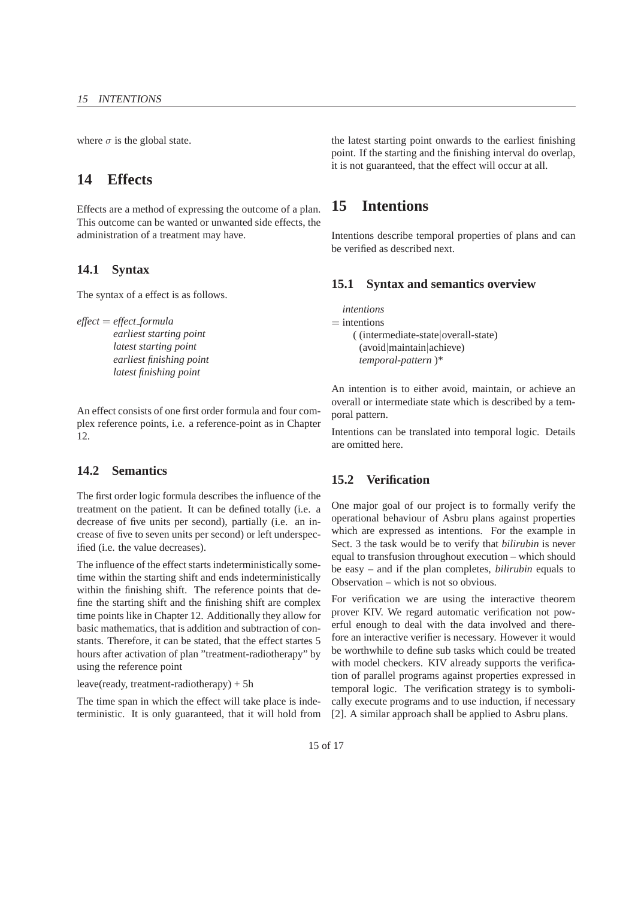where $\sigma$ is the global state.

## 14 Effects

Effects are a method of expressing the outcome of a plan. This outcome can be wanted or unwanted side effects, the administration of a treatment may have.

### 14.1 Syntax

The syntax of a effect is as follows.

*effect* = *effect_formula*
*earliest starting point*
*latest starting point*
*earliest finishing point*
*latest finishing point*

An effect consists of one first order formula and four complex reference points, i.e. a reference-point as in Chapter 12.

### 14.2 Semantics

The first order logic formula describes the influence of the treatment on the patient. It can be defined totally (i.e. a decrease of five units per second), partially (i.e. an increase of five to seven units per second) or left underspecified (i.e. the value decreases).

The influence of the effect starts indeterministically sometime within the starting shift and ends indeterministically within the finishing shift. The reference points that define the starting shift and the finishing shift are complex time points like in Chapter 12. Additionally they allow for basic mathematics, that is addition and subtraction of constants. Therefore, it can be stated, that the effect startes 5 hours after activation of plan "treatment-radiotherapy" by using the reference point

leave(ready, treatment-radiotherapy) + 5h

The time span in which the effect will take place is indeterministic. It is only guaranteed, that it will hold from the latest starting point onwards to the earliest finishing point. If the starting and the finishing interval do overlap, it is not guaranteed, that the effect will occur at all.

## 15 Intentions

Intentions describe temporal properties of plans and can be verified as described next.

### 15.1 Syntax and semantics overview

*intentions*
= intentions
( (intermediate-state|overall-state)
(avoid|maintain|achieve)
*temporal-pattern* )*

An intention is to either avoid, maintain, or achieve an overall or intermediate state which is described by a temporal pattern.

Intentions can be translated into temporal logic. Details are omitted here.

### 15.2 Verification

One major goal of our project is to formally verify the operational behaviour of Asbru plans against properties which are expressed as intentions. For the example in Sect. 3 the task would be to verify that *bilirubin* is never equal to transfusion throughout execution – which should be easy – and if the plan completes, *bilirubin* equals to Observation – which is not so obvious.

For verification we are using the interactive theorem prover KIV. We regard automatic verification not powerful enough to deal with the data involved and therefore an interactive verifier is necessary. However it would be worthwhile to define sub tasks which could be treated with model checkers. KIV already supports the verification of parallel programs against properties expressed in temporal logic. The verification strategy is to symbolically execute programs and to use induction, if necessary [2]. A similar approach shall be applied to Asbru plans.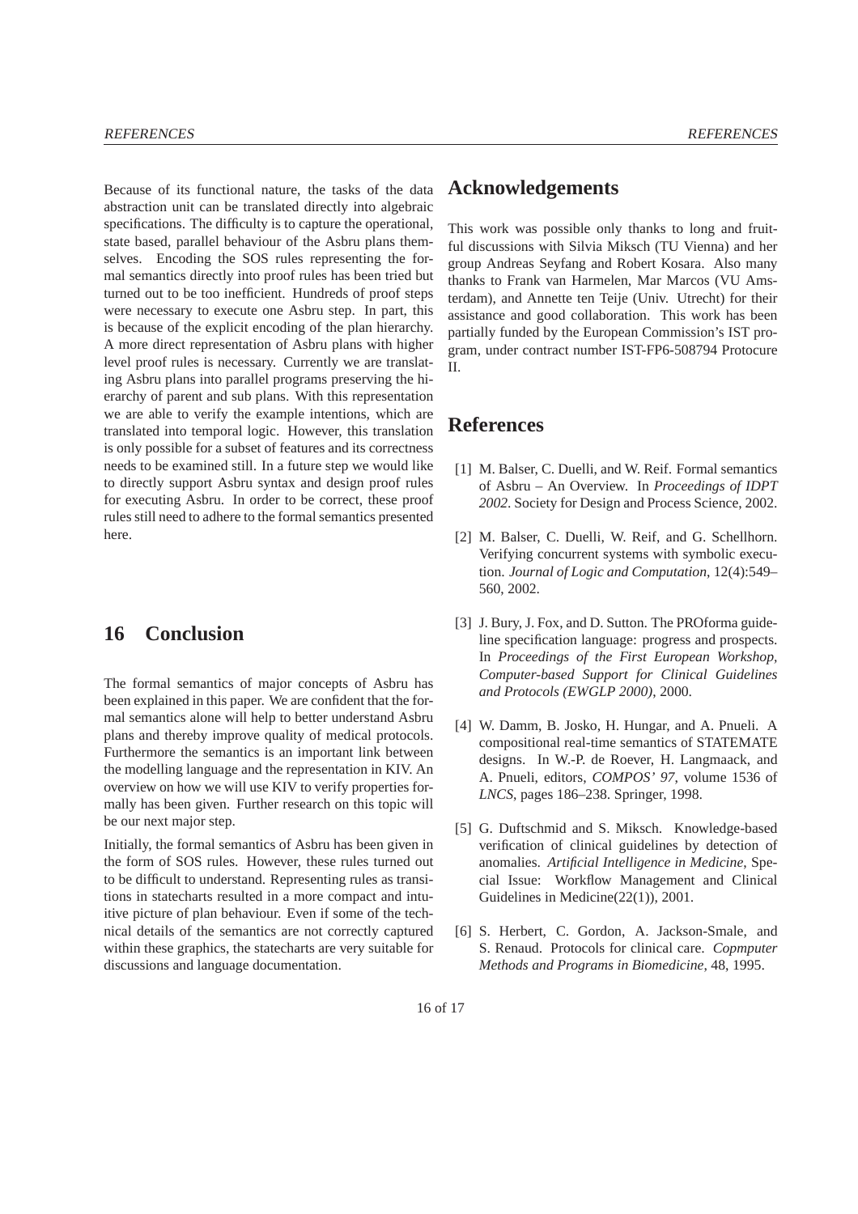Because of its functional nature, the tasks of the data abstraction unit can be translated directly into algebraic specifications. The difficulty is to capture the operational, state based, parallel behaviour of the Asbru plans themselves. Encoding the SOS rules representing the formal semantics directly into proof rules has been tried but turned out to be too inefficient. Hundreds of proof steps were necessary to execute one Asbru step. In part, this is because of the explicit encoding of the plan hierarchy. A more direct representation of Asbru plans with higher level proof rules is necessary. Currently we are translating Asbru plans into parallel programs preserving the hierarchy of parent and sub plans. With this representation we are able to verify the example intentions, which are translated into temporal logic. However, this translation is only possible for a subset of features and its correctness needs to be examined still. In a future step we would like to directly support Asbru syntax and design proof rules for executing Asbru. In order to be correct, these proof rules still need to adhere to the formal semantics presented here.

## 16 Conclusion

The formal semantics of major concepts of Asbru has been explained in this paper. We are confident that the formal semantics alone will help to better understand Asbru plans and thereby improve quality of medical protocols. Furthermore the semantics is an important link between the modelling language and the representation in KIV. An overview on how we will use KIV to verify properties formally has been given. Further research on this topic will be our next major step.

Initially, the formal semantics of Asbru has been given in the form of SOS rules. However, these rules turned out to be difficult to understand. Representing rules as transitions in statecharts resulted in a more compact and intuitive picture of plan behaviour. Even if some of the technical details of the semantics are not correctly captured within these graphics, the statecharts are very suitable for discussions and language documentation.

## Acknowledgements

This work was possible only thanks to long and fruitful discussions with Silvia Miksch (TU Vienna) and her group Andreas Seyfang and Robert Kosara. Also many thanks to Frank van Harmelen, Mar Marcos (VU Amsterdam), and Annette ten Teije (Univ. Utrecht) for their assistance and good collaboration. This work has been partially funded by the European Commission's IST program, under contract number IST-FP6-508794 Protocure II.

## References

[1] M. Balser, C. Duelli, and W. Reif. Formal semantics of Asbru – An Overview. In *Proceedings of IDPT 2002*. Society for Design and Process Science, 2002.

[2] M. Balser, C. Duelli, W. Reif, and G. Schellhorn. Verifying concurrent systems with symbolic execution. *Journal of Logic and Computation*, 12(4):549–560, 2002.

[3] J. Bury, J. Fox, and D. Sutton. The PROforma guideline specification language: progress and prospects. In *Proceedings of the First European Workshop, Computer-based Support for Clinical Guidelines and Protocols (EWGLP 2000)*, 2000.

[4] W. Damm, B. Josko, H. Hungar, and A. Pnueli. A compositional real-time semantics of STATEMATE designs. In W.-P. de Roever, H. Langmaack, and A. Pnueli, editors, *COMPOS' 97*, volume 1536 of *LNCS*, pages 186–238. Springer, 1998.

[5] G. Duftschmid and S. Miksch. Knowledge-based verification of clinical guidelines by detection of anomalies. *Artificial Intelligence in Medicine*, Special Issue: Workflow Management and Clinical Guidelines in Medicine(22(1)), 2001.

[6] S. Herbert, C. Gordon, A. Jackson-Smale, and S. Renaud. Protocols for clinical care. *Copmputer Methods and Programs in Biomedicine*, 48, 1995.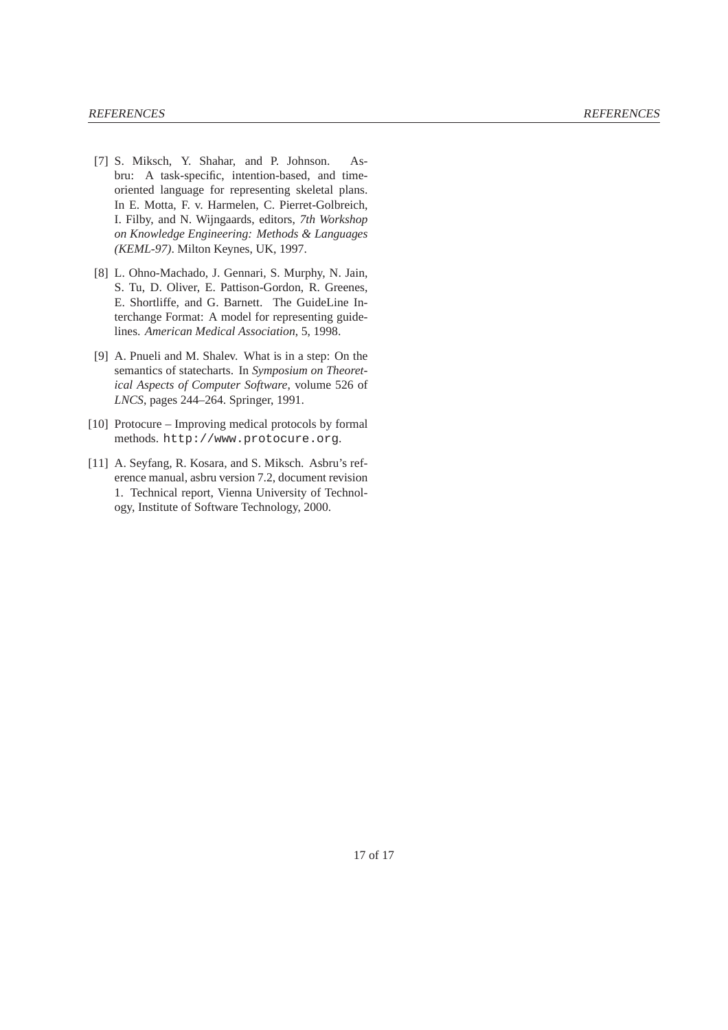[7] S. Miksch, Y. Shahar, and P. Johnson. Asbru: A task-specific, intention-based, and time-oriented language for representing skeletal plans. In E. Motta, F. v. Harmelen, C. Pierret-Golbreich, I. Filby, and N. Wijngaards, editors, *7th Workshop on Knowledge Engineering: Methods & Languages (KEML-97)*. Milton Keynes, UK, 1997.

[8] L. Ohno-Machado, J. Gennari, S. Murphy, N. Jain, S. Tu, D. Oliver, E. Pattison-Gordon, R. Greenes, E. Shortliffe, and G. Barnett. The GuideLine Interchange Format: A model for representing guidelines. *American Medical Association*, 5, 1998.

[9] A. Pnueli and M. Shalev. What is in a step: On the semantics of statecharts. In *Symposium on Theoretical Aspects of Computer Software*, volume 526 of *LNCS*, pages 244–264. Springer, 1991.

[10] Protocure – Improving medical protocols by formal methods. `http://www.protocure.org`.

[11] A. Seyfang, R. Kosara, and S. Miksch. Asbru's reference manual, asbru version 7.2, document revision 1. Technical report, Vienna University of Technology, Institute of Software Technology, 2000.